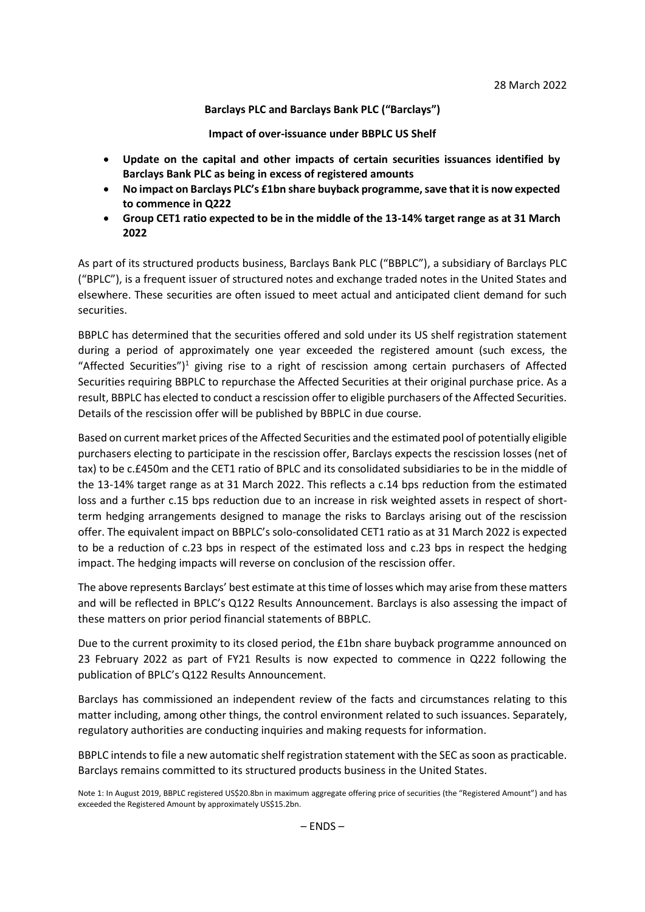28 March 2022

**Barclays PLC and Barclays Bank PLC ("Barclays")**

**Impact of over-issuance under BBPLC US Shelf**

- **Update on the capital and other impacts of certain securities issuances identified by Barclays Bank PLC as being in excess of registered amounts**
- **No impact on Barclays PLC's £1bn share buyback programme, save that it is now expected to commence in Q222**
- **Group CET1 ratio expected to be in the middle of the 13-14% target range as at 31 March 2022**

As part of its structured products business, Barclays Bank PLC ("BBPLC"), a subsidiary of Barclays PLC ("BPLC"), is a frequent issuer of structured notes and exchange traded notes in the United States and elsewhere. These securities are often issued to meet actual and anticipated client demand for such securities.

BBPLC has determined that the securities offered and sold under its US shelf registration statement during a period of approximately one year exceeded the registered amount (such excess, the "Affected Securities")[1] giving rise to a right of rescission among certain purchasers of Affected Securities requiring BBPLC to repurchase the Affected Securities at their original purchase price. As a result, BBPLC has elected to conduct a rescission offer to eligible purchasers of the Affected Securities. Details of the rescission offer will be published by BBPLC in due course.

Based on current market prices of the Affected Securities and the estimated pool of potentially eligible purchasers electing to participate in the rescission offer, Barclays expects the rescission losses (net of tax) to be c.£450m and the CET1 ratio of BPLC and its consolidated subsidiaries to be in the middle of the 13-14% target range as at 31 March 2022. This reflects a c.14 bps reduction from the estimated loss and a further c.15 bps reduction due to an increase in risk weighted assets in respect of short-term hedging arrangements designed to manage the risks to Barclays arising out of the rescission offer. The equivalent impact on BBPLC's solo-consolidated CET1 ratio as at 31 March 2022 is expected to be a reduction of c.23 bps in respect of the estimated loss and c.23 bps in respect the hedging impact. The hedging impacts will reverse on conclusion of the rescission offer.

The above represents Barclays' best estimate at this time of losses which may arise from these matters and will be reflected in BPLC's Q122 Results Announcement. Barclays is also assessing the impact of these matters on prior period financial statements of BBPLC.

Due to the current proximity to its closed period, the £1bn share buyback programme announced on 23 February 2022 as part of FY21 Results is now expected to commence in Q222 following the publication of BPLC's Q122 Results Announcement.

Barclays has commissioned an independent review of the facts and circumstances relating to this matter including, among other things, the control environment related to such issuances. Separately, regulatory authorities are conducting inquiries and making requests for information.

BBPLC intends to file a new automatic shelf registration statement with the SEC as soon as practicable. Barclays remains committed to its structured products business in the United States.

Note 1: In August 2019, BBPLC registered US$20.8bn in maximum aggregate offering price of securities (the "Registered Amount") and has exceeded the Registered Amount by approximately US$15.2bn.

– ENDS –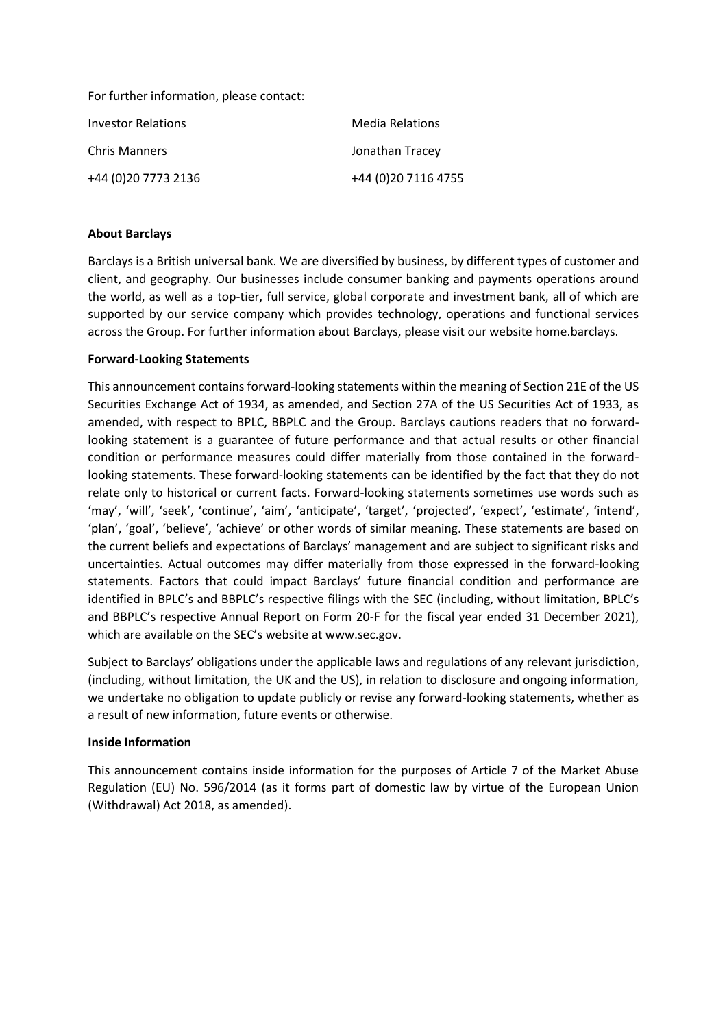For further information, please contact:

| | |
|---|---|
| Investor Relations | Media Relations |
| Chris Manners | Jonathan Tracey |
| +44 (0)20 7773 2136 | +44 (0)20 7116 4755 |

**About Barclays**

Barclays is a British universal bank. We are diversified by business, by different types of customer and client, and geography. Our businesses include consumer banking and payments operations around the world, as well as a top-tier, full service, global corporate and investment bank, all of which are supported by our service company which provides technology, operations and functional services across the Group. For further information about Barclays, please visit our website home.barclays.

**Forward-Looking Statements**

This announcement contains forward-looking statements within the meaning of Section 21E of the US Securities Exchange Act of 1934, as amended, and Section 27A of the US Securities Act of 1933, as amended, with respect to BPLC, BBPLC and the Group. Barclays cautions readers that no forward-looking statement is a guarantee of future performance and that actual results or other financial condition or performance measures could differ materially from those contained in the forward-looking statements. These forward-looking statements can be identified by the fact that they do not relate only to historical or current facts. Forward-looking statements sometimes use words such as 'may', 'will', 'seek', 'continue', 'aim', 'anticipate', 'target', 'projected', 'expect', 'estimate', 'intend', 'plan', 'goal', 'believe', 'achieve' or other words of similar meaning. These statements are based on the current beliefs and expectations of Barclays' management and are subject to significant risks and uncertainties. Actual outcomes may differ materially from those expressed in the forward-looking statements. Factors that could impact Barclays' future financial condition and performance are identified in BPLC's and BBPLC's respective filings with the SEC (including, without limitation, BPLC's and BBPLC's respective Annual Report on Form 20-F for the fiscal year ended 31 December 2021), which are available on the SEC's website at www.sec.gov.

Subject to Barclays' obligations under the applicable laws and regulations of any relevant jurisdiction, (including, without limitation, the UK and the US), in relation to disclosure and ongoing information, we undertake no obligation to update publicly or revise any forward-looking statements, whether as a result of new information, future events or otherwise.

**Inside Information**

This announcement contains inside information for the purposes of Article 7 of the Market Abuse Regulation (EU) No. 596/2014 (as it forms part of domestic law by virtue of the European Union (Withdrawal) Act 2018, as amended).